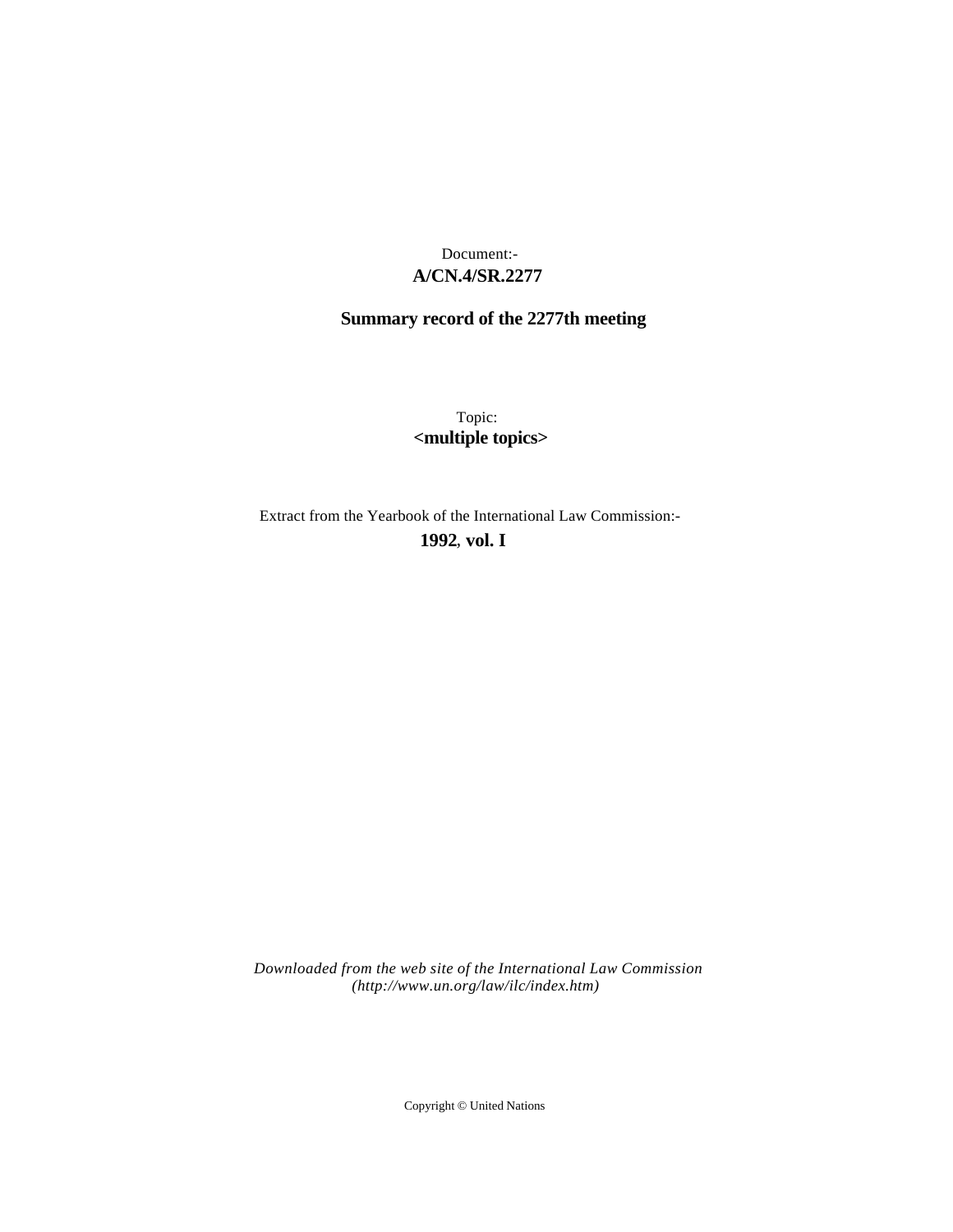Document:-
**A/CN.4/SR.2277**

**Summary record of the 2277th meeting**

Topic:
**<multiple topics>**

Extract from the Yearbook of the International Law Commission:-
**1992, vol. I**

*Downloaded from the web site of the International Law Commission (http://www.un.org/law/ilc/index.htm)*

Copyright © United Nations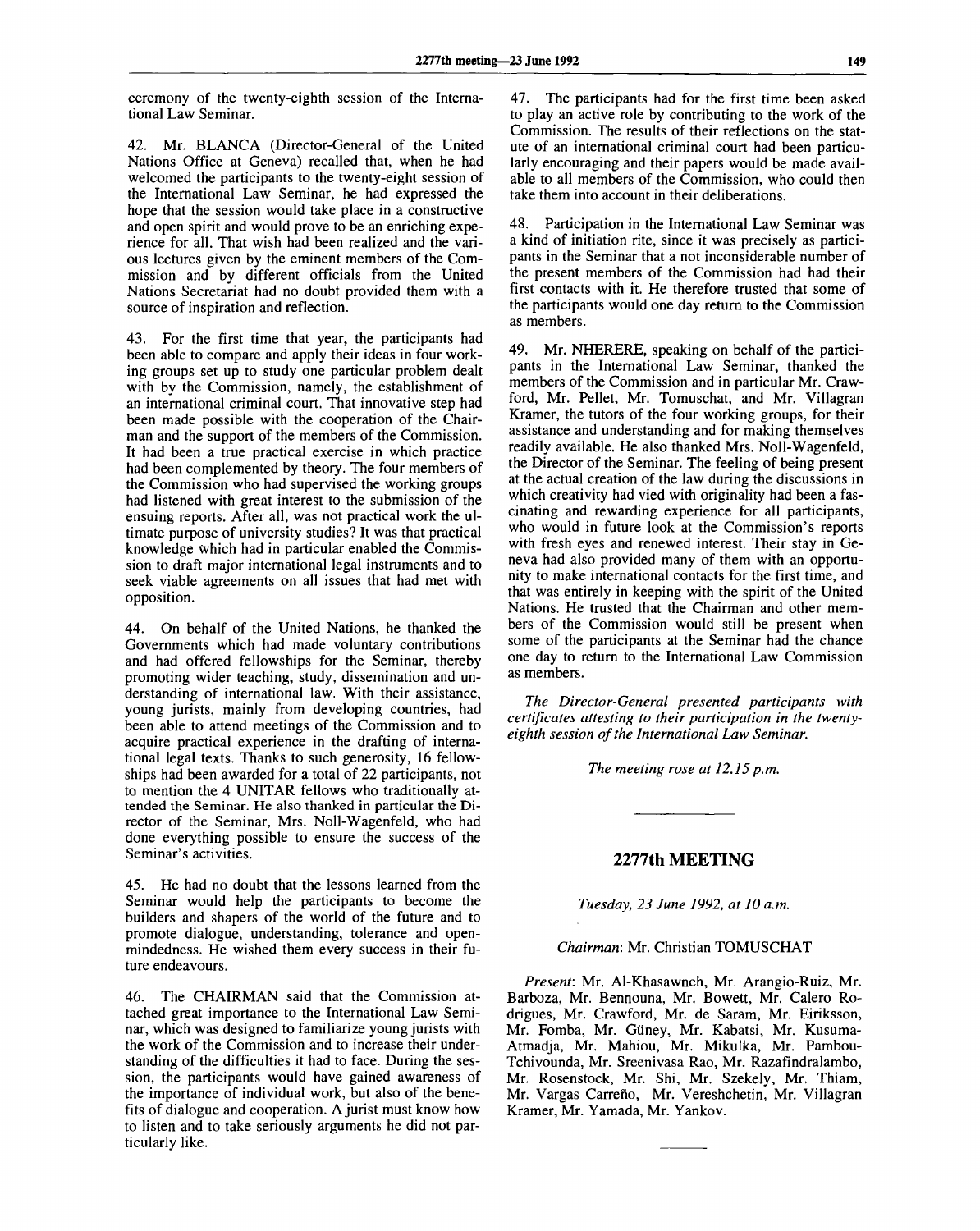ceremony of the twenty-eighth session of the International Law Seminar.

42. Mr. BLANCA (Director-General of the United Nations Office at Geneva) recalled that, when he had welcomed the participants to the twenty-eight session of the International Law Seminar, he had expressed the hope that the session would take place in a constructive and open spirit and would prove to be an enriching experience for all. That wish had been realized and the various lectures given by the eminent members of the Commission and by different officials from the United Nations Secretariat had no doubt provided them with a source of inspiration and reflection.

43. For the first time that year, the participants had been able to compare and apply their ideas in four working groups set up to study one particular problem dealt with by the Commission, namely, the establishment of an international criminal court. That innovative step had been made possible with the cooperation of the Chairman and the support of the members of the Commission. It had been a true practical exercise in which practice had been complemented by theory. The four members of the Commission who had supervised the working groups had listened with great interest to the submission of the ensuing reports. After all, was not practical work the ultimate purpose of university studies? It was that practical knowledge which had in particular enabled the Commission to draft major international legal instruments and to seek viable agreements on all issues that had met with opposition.

44. On behalf of the United Nations, he thanked the Governments which had made voluntary contributions and had offered fellowships for the Seminar, thereby promoting wider teaching, study, dissemination and understanding of international law. With their assistance, young jurists, mainly from developing countries, had been able to attend meetings of the Commission and to acquire practical experience in the drafting of international legal texts. Thanks to such generosity, 16 fellowships had been awarded for a total of 22 participants, not to mention the 4 UNITAR fellows who traditionally attended the Seminar. He also thanked in particular the Director of the Seminar, Mrs. Noll-Wagenfeld, who had done everything possible to ensure the success of the Seminar's activities.

45. He had no doubt that the lessons learned from the Seminar would help the participants to become the builders and shapers of the world of the future and to promote dialogue, understanding, tolerance and openmindedness. He wished them every success in their future endeavours.

46. The CHAIRMAN said that the Commission attached great importance to the International Law Seminar, which was designed to familiarize young jurists with the work of the Commission and to increase their understanding of the difficulties it had to face. During the session, the participants would have gained awareness of the importance of individual work, but also of the benefits of dialogue and cooperation. A jurist must know how to listen and to take seriously arguments he did not particularly like.

47. The participants had for the first time been asked to play an active role by contributing to the work of the Commission. The results of their reflections on the statute of an international criminal court had been particularly encouraging and their papers would be made available to all members of the Commission, who could then take them into account in their deliberations.

48. Participation in the International Law Seminar was a kind of initiation rite, since it was precisely as participants in the Seminar that a not inconsiderable number of the present members of the Commission had had their first contacts with it. He therefore trusted that some of the participants would one day return to the Commission as members.

49. Mr. NHERERE, speaking on behalf of the participants in the International Law Seminar, thanked the members of the Commission and in particular Mr. Crawford, Mr. Pellet, Mr. Tomuschat, and Mr. Villagran Kramer, the tutors of the four working groups, for their assistance and understanding and for making themselves readily available. He also thanked Mrs. Noll-Wagenfeld, the Director of the Seminar. The feeling of being present at the actual creation of the law during the discussions in which creativity had vied with originality had been a fascinating and rewarding experience for all participants, who would in future look at the Commission's reports with fresh eyes and renewed interest. Their stay in Geneva had also provided many of them with an opportunity to make international contacts for the first time, and that was entirely in keeping with the spirit of the United Nations. He trusted that the Chairman and other members of the Commission would still be present when some of the participants at the Seminar had the chance one day to return to the International Law Commission as members.

*The Director-General presented participants with certificates attesting to their participation in the twenty-eighth session of the International Law Seminar.*

*The meeting rose at 12.15 p.m.*

---

## 2277th MEETING

*Tuesday, 23 June 1992, at 10 a.m.*

*Chairman*: Mr. Christian TOMUSCHAT

*Present*: Mr. Al-Khasawneh, Mr. Arangio-Ruiz, Mr. Barboza, Mr. Bennouna, Mr. Bowett, Mr. Calero Rodrigues, Mr. Crawford, Mr. de Saram, Mr. Eiriksson, Mr. Fomba, Mr. Güney, Mr. Kabatsi, Mr. Kusuma-Atmadja, Mr. Mahiou, Mr. Mikulka, Mr. Pambou-Tchivounda, Mr. Sreenivasa Rao, Mr. Razafindralambo, Mr. Rosenstock, Mr. Shi, Mr. Szekely, Mr. Thiam, Mr. Vargas Carreño, Mr. Vereshchetin, Mr. Villagran Kramer, Mr. Yamada, Mr. Yankov.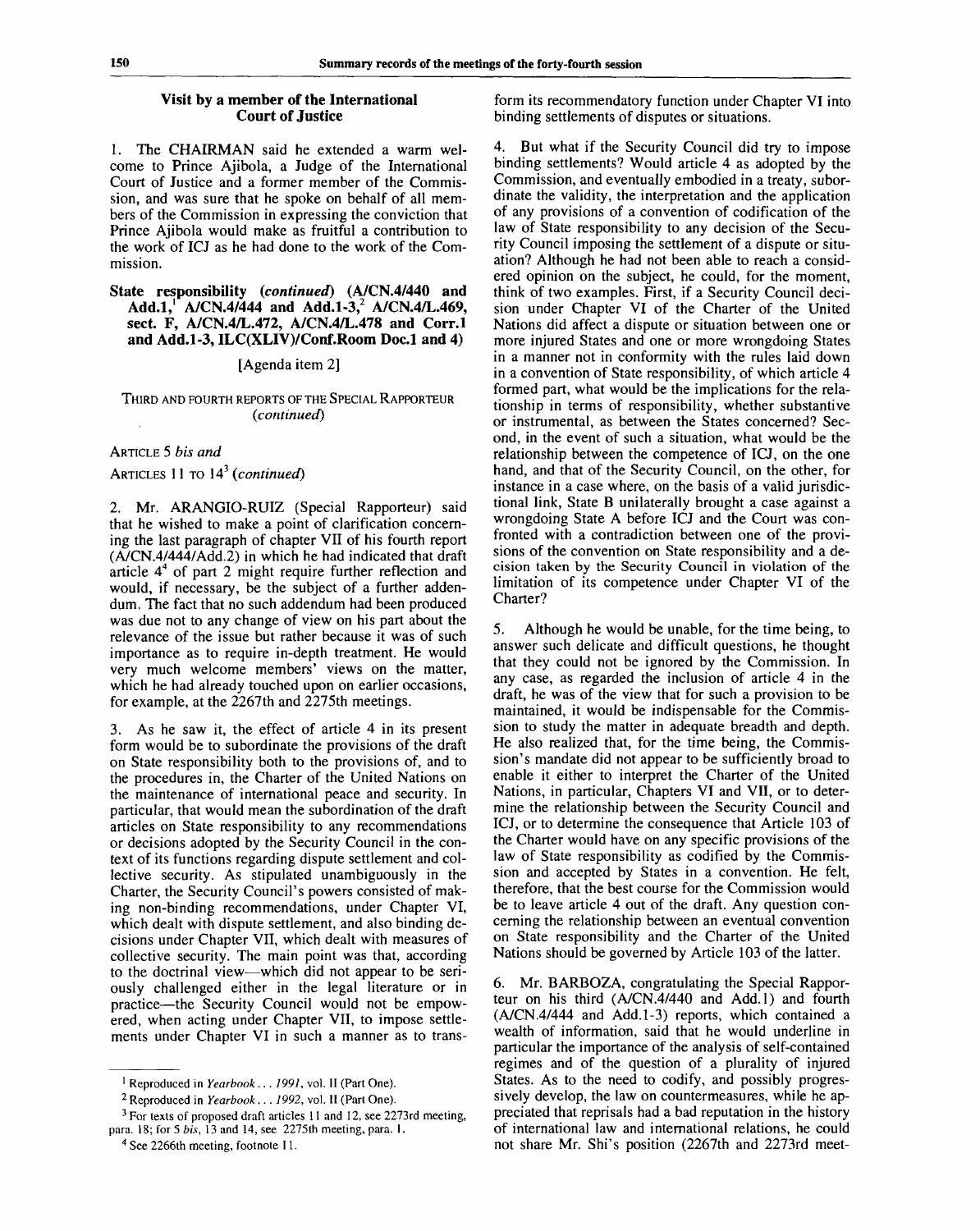## Visit by a member of the International Court of Justice

1. The CHAIRMAN said he extended a warm welcome to Prince Ajibola, a Judge of the International Court of Justice and a former member of the Commission, and was sure that he spoke on behalf of all members of the Commission in expressing the conviction that Prince Ajibola would make as fruitful a contribution to the work of ICJ as he had done to the work of the Commission.

## State responsibility (*continued*) (A/CN.4/440 and Add.1,[1] A/CN.4/444 and Add.1-3,[2] A/CN.4/L.469, sect. F, A/CN.4/L.472, A/CN.4/L.478 and Corr.1 and Add.1-3, ILC(XLIV)/Conf.Room Doc.1 and 4)

[Agenda item 2]

### Third and fourth reports of the Special Rapporteur (*continued*)

ARTICLE 5 *bis and*

ARTICLES 11 TO 14[3] (*continued*)

2. Mr. ARANGIO-RUIZ (Special Rapporteur) said that he wished to make a point of clarification concerning the last paragraph of chapter VII of his fourth report (A/CN.4/444/Add.2) in which he had indicated that draft article 4[4] of part 2 might require further reflection and would, if necessary, be the subject of a further addendum. The fact that no such addendum had been produced was due not to any change of view on his part about the relevance of the issue but rather because it was of such importance as to require in-depth treatment. He would very much welcome members' views on the matter, which he had already touched upon on earlier occasions, for example, at the 2267th and 2275th meetings.

3. As he saw it, the effect of article 4 in its present form would be to subordinate the provisions of the draft on State responsibility both to the provisions of, and to the procedures in, the Charter of the United Nations on the maintenance of international peace and security. In particular, that would mean the subordination of the draft articles on State responsibility to any recommendations or decisions adopted by the Security Council in the context of its functions regarding dispute settlement and collective security. As stipulated unambiguously in the Charter, the Security Council's powers consisted of making non-binding recommendations, under Chapter VI, which dealt with dispute settlement, and also binding decisions under Chapter VII, which dealt with measures of collective security. The main point was that, according to the doctrinal view—which did not appear to be seriously challenged either in the legal literature or in practice—the Security Council would not be empowered, when acting under Chapter VII, to impose settlements under Chapter VI in such a manner as to transform its recommendatory function under Chapter VI into binding settlements of disputes or situations.

4. But what if the Security Council did try to impose binding settlements? Would article 4 as adopted by the Commission, and eventually embodied in a treaty, subordinate the validity, the interpretation and the application of any provisions of a convention of codification of the law of State responsibility to any decision of the Security Council imposing the settlement of a dispute or situation? Although he had not been able to reach a considered opinion on the subject, he could, for the moment, think of two examples. First, if a Security Council decision under Chapter VI of the Charter of the United Nations did affect a dispute or situation between one or more injured States and one or more wrongdoing States in a manner not in conformity with the rules laid down in a convention of State responsibility, of which article 4 formed part, what would be the implications for the relationship in terms of responsibility, whether substantive or instrumental, as between the States concerned? Second, in the event of such a situation, what would be the relationship between the competence of ICJ, on the one hand, and that of the Security Council, on the other, for instance in a case where, on the basis of a valid jurisdictional link, State B unilaterally brought a case against a wrongdoing State A before ICJ and the Court was confronted with a contradiction between one of the provisions of the convention on State responsibility and a decision taken by the Security Council in violation of the limitation of its competence under Chapter VI of the Charter?

5. Although he would be unable, for the time being, to answer such delicate and difficult questions, he thought that they could not be ignored by the Commission. In any case, as regarded the inclusion of article 4 in the draft, he was of the view that for such a provision to be maintained, it would be indispensable for the Commission to study the matter in adequate breadth and depth. He also realized that, for the time being, the Commission's mandate did not appear to be sufficiently broad to enable it either to interpret the Charter of the United Nations, in particular, Chapters VI and VII, or to determine the relationship between the Security Council and ICJ, or to determine the consequence that Article 103 of the Charter would have on any specific provisions of the law of State responsibility as codified by the Commission and accepted by States in a convention. He felt, therefore, that the best course for the Commission would be to leave article 4 out of the draft. Any question concerning the relationship between an eventual convention on State responsibility and the Charter of the United Nations should be governed by Article 103 of the latter.

6. Mr. BARBOZA, congratulating the Special Rapporteur on his third (A/CN.4/440 and Add.1) and fourth (A/CN.4/444 and Add.1-3) reports, which contained a wealth of information, said that he would underline in particular the importance of the analysis of self-contained regimes and of the question of a plurality of injured States. As to the need to codify, and possibly progressively develop, the law on countermeasures, while he appreciated that reprisals had a bad reputation in the history of international law and international relations, he could not share Mr. Shi's position (2267th and 2273rd meet-

---

[1] Reproduced in *Yearbook . . . 1991*, vol. II (Part One).

[2] Reproduced in *Yearbook . . . 1992*, vol. II (Part One).

[3] For texts of proposed draft articles 11 and 12, see 2273rd meeting, para. 18; for 5 *bis*, 13 and 14, see 2275th meeting, para. 1.

[4] See 2266th meeting, footnote 11.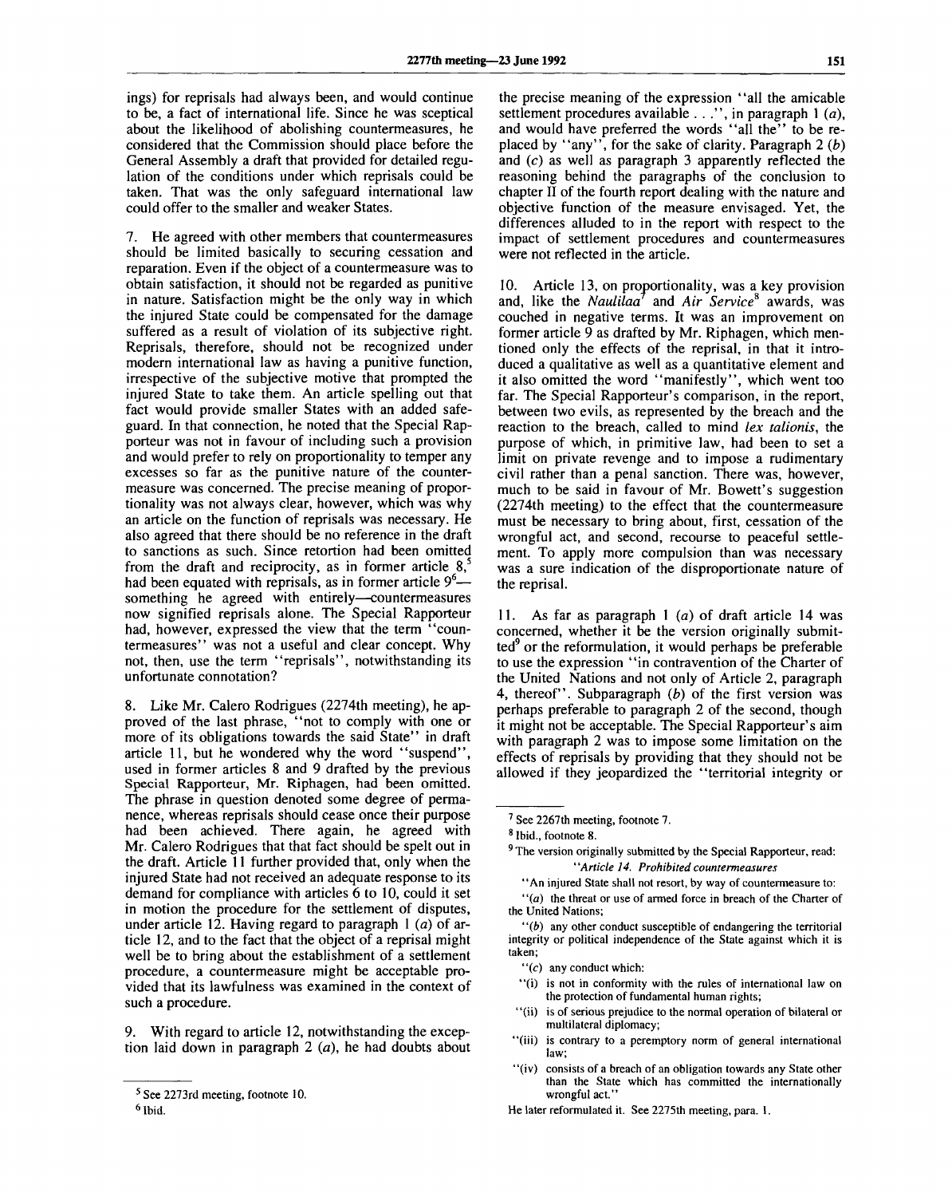ings) for reprisals had always been, and would continue to be, a fact of international life. Since he was sceptical about the likelihood of abolishing countermeasures, he considered that the Commission should place before the General Assembly a draft that provided for detailed regulation of the conditions under which reprisals could be taken. That was the only safeguard international law could offer to the smaller and weaker States.

7. He agreed with other members that countermeasures should be limited basically to securing cessation and reparation. Even if the object of a countermeasure was to obtain satisfaction, it should not be regarded as punitive in nature. Satisfaction might be the only way in which the injured State could be compensated for the damage suffered as a result of violation of its subjective right. Reprisals, therefore, should not be recognized under modern international law as having a punitive function, irrespective of the subjective motive that prompted the injured State to take them. An article spelling out that fact would provide smaller States with an added safeguard. In that connection, he noted that the Special Rapporteur was not in favour of including such a provision and would prefer to rely on proportionality to temper any excesses so far as the punitive nature of the countermeasure was concerned. The precise meaning of proportionality was not always clear, however, which was why an article on the function of reprisals was necessary. He also agreed that there should be no reference in the draft to sanctions as such. Since retortion had been omitted from the draft and reciprocity, as in former article 8,[5] had been equated with reprisals, as in former article 9[6]—something he agreed with entirely—countermeasures now signified reprisals alone. The Special Rapporteur had, however, expressed the view that the term "countermeasures" was not a useful and clear concept. Why not, then, use the term "reprisals", notwithstanding its unfortunate connotation?

8. Like Mr. Calero Rodrigues (2274th meeting), he approved of the last phrase, "not to comply with one or more of its obligations towards the said State" in draft article 11, but he wondered why the word "suspend", used in former articles 8 and 9 drafted by the previous Special Rapporteur, Mr. Riphagen, had been omitted. The phrase in question denoted some degree of permanence, whereas reprisals should cease once their purpose had been achieved. There again, he agreed with Mr. Calero Rodrigues that that fact should be spelt out in the draft. Article 11 further provided that, only when the injured State had not received an adequate response to its demand for compliance with articles 6 to 10, could it set in motion the procedure for the settlement of disputes, under article 12. Having regard to paragraph 1 (*a*) of article 12, and to the fact that the object of a reprisal might well be to bring about the establishment of a settlement procedure, a countermeasure might be acceptable provided that its lawfulness was examined in the context of such a procedure.

9. With regard to article 12, notwithstanding the exception laid down in paragraph 2 (*a*), he had doubts about the precise meaning of the expression "all the amicable settlement procedures available . . .", in paragraph 1 (*a*), and would have preferred the words "all the" to be replaced by "any", for the sake of clarity. Paragraph 2 (*b*) and (*c*) as well as paragraph 3 apparently reflected the reasoning behind the paragraphs of the conclusion to chapter II of the fourth report dealing with the nature and objective function of the measure envisaged. Yet, the differences alluded to in the report with respect to the impact of settlement procedures and countermeasures were not reflected in the article.

10. Article 13, on proportionality, was a key provision and, like the *Naulilaa*[7] and *Air Service*[8] awards, was couched in negative terms. It was an improvement on former article 9 as drafted by Mr. Riphagen, which mentioned only the effects of the reprisal, in that it introduced a qualitative as well as a quantitative element and it also omitted the word "manifestly", which went too far. The Special Rapporteur's comparison, in the report, between two evils, as represented by the breach and the reaction to the breach, called to mind *lex talionis*, the purpose of which, in primitive law, had been to set a limit on private revenge and to impose a rudimentary civil rather than a penal sanction. There was, however, much to be said in favour of Mr. Bowett's suggestion (2274th meeting) to the effect that the countermeasure must be necessary to bring about, first, cessation of the wrongful act, and second, recourse to peaceful settlement. To apply more compulsion than was necessary was a sure indication of the disproportionate nature of the reprisal.

11. As far as paragraph 1 (*a*) of draft article 14 was concerned, whether it be the version originally submitted[9] or the reformulation, it would perhaps be preferable to use the expression "in contravention of the Charter of the United Nations and not only of Article 2, paragraph 4, thereof". Subparagraph (*b*) of the first version was perhaps preferable to paragraph 2 of the second, though it might not be acceptable. The Special Rapporteur's aim with paragraph 2 was to impose some limitation on the effects of reprisals by providing that they should not be allowed if they jeopardized the "territorial integrity or

---

[5] See 2273rd meeting, footnote 10.

[6] Ibid.

[7] See 2267th meeting, footnote 7.

[8] Ibid., footnote 8.

[9] The version originally submitted by the Special Rapporteur, read:

"*Article 14. Prohibited countermeasures*

"An injured State shall not resort, by way of countermeasure to:

"(*a*) the threat or use of armed force in breach of the Charter of the United Nations;

"(*b*) any other conduct susceptible of endangering the territorial integrity or political independence of the State against which it is taken;

"(*c*) any conduct which:

"(i) is not in conformity with the rules of international law on the protection of fundamental human rights;

"(ii) is of serious prejudice to the normal operation of bilateral or multilateral diplomacy;

"(iii) is contrary to a peremptory norm of general international law;

"(iv) consists of a breach of an obligation towards any State other than the State which has committed the internationally wrongful act."

He later reformulated it. See 2275th meeting, para. 1.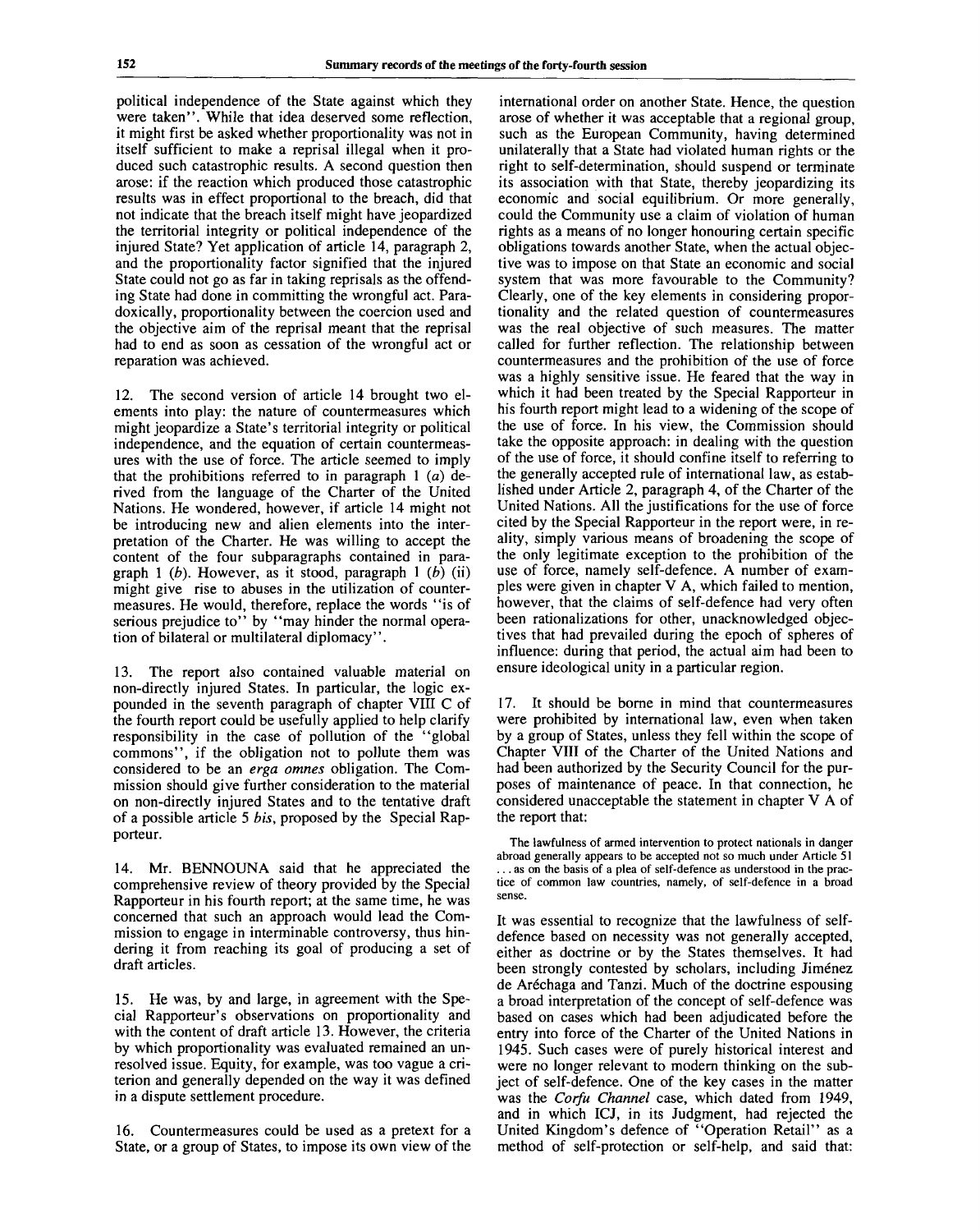political independence of the State against which they were taken". While that idea deserved some reflection, it might first be asked whether proportionality was not in itself sufficient to make a reprisal illegal when it produced such catastrophic results. A second question then arose: if the reaction which produced those catastrophic results was in effect proportional to the breach, did that not indicate that the breach itself might have jeopardized the territorial integrity or political independence of the injured State? Yet application of article 14, paragraph 2, and the proportionality factor signified that the injured State could not go as far in taking reprisals as the offending State had done in committing the wrongful act. Paradoxically, proportionality between the coercion used and the objective aim of the reprisal meant that the reprisal had to end as soon as cessation of the wrongful act or reparation was achieved.

12. The second version of article 14 brought two elements into play: the nature of countermeasures which might jeopardize a State's territorial integrity or political independence, and the equation of certain countermeasures with the use of force. The article seemed to imply that the prohibitions referred to in paragraph 1 (*a*) derived from the language of the Charter of the United Nations. He wondered, however, if article 14 might not be introducing new and alien elements into the interpretation of the Charter. He was willing to accept the content of the four subparagraphs contained in paragraph 1 (*b*). However, as it stood, paragraph 1 (*b*) (ii) might give rise to abuses in the utilization of countermeasures. He would, therefore, replace the words "is of serious prejudice to" by "may hinder the normal operation of bilateral or multilateral diplomacy".

13. The report also contained valuable material on non-directly injured States. In particular, the logic expounded in the seventh paragraph of chapter VIII C of the fourth report could be usefully applied to help clarify responsibility in the case of pollution of the "global commons", if the obligation not to pollute them was considered to be an *erga omnes* obligation. The Commission should give further consideration to the material on non-directly injured States and to the tentative draft of a possible article 5 *bis*, proposed by the Special Rapporteur.

14. Mr. BENNOUNA said that he appreciated the comprehensive review of theory provided by the Special Rapporteur in his fourth report; at the same time, he was concerned that such an approach would lead the Commission to engage in interminable controversy, thus hindering it from reaching its goal of producing a set of draft articles.

15. He was, by and large, in agreement with the Special Rapporteur's observations on proportionality and with the content of draft article 13. However, the criteria by which proportionality was evaluated remained an unresolved issue. Equity, for example, was too vague a criterion and generally depended on the way it was defined in a dispute settlement procedure.

16. Countermeasures could be used as a pretext for a State, or a group of States, to impose its own view of the international order on another State. Hence, the question arose of whether it was acceptable that a regional group, such as the European Community, having determined unilaterally that a State had violated human rights or the right to self-determination, should suspend or terminate its association with that State, thereby jeopardizing its economic and social equilibrium. Or more generally, could the Community use a claim of violation of human rights as a means of no longer honouring certain specific obligations towards another State, when the actual objective was to impose on that State an economic and social system that was more favourable to the Community? Clearly, one of the key elements in considering proportionality and the related question of countermeasures was the real objective of such measures. The matter called for further reflection. The relationship between countermeasures and the prohibition of the use of force was a highly sensitive issue. He feared that the way in which it had been treated by the Special Rapporteur in his fourth report might lead to a widening of the scope of the use of force. In his view, the Commission should take the opposite approach: in dealing with the question of the use of force, it should confine itself to referring to the generally accepted rule of international law, as established under Article 2, paragraph 4, of the Charter of the United Nations. All the justifications for the use of force cited by the Special Rapporteur in the report were, in reality, simply various means of broadening the scope of the only legitimate exception to the prohibition of the use of force, namely self-defence. A number of examples were given in chapter V A, which failed to mention, however, that the claims of self-defence had very often been rationalizations for other, unacknowledged objectives that had prevailed during the epoch of spheres of influence: during that period, the actual aim had been to ensure ideological unity in a particular region.

17. It should be borne in mind that countermeasures were prohibited by international law, even when taken by a group of States, unless they fell within the scope of Chapter VIII of the Charter of the United Nations and had been authorized by the Security Council for the purposes of maintenance of peace. In that connection, he considered unacceptable the statement in chapter V A of the report that:

> The lawfulness of armed intervention to protect nationals in danger abroad generally appears to be accepted not so much under Article 51 . . . as on the basis of a plea of self-defence as understood in the practice of common law countries, namely, of self-defence in a broad sense.

It was essential to recognize that the lawfulness of self-defence based on necessity was not generally accepted, either as doctrine or by the States themselves. It had been strongly contested by scholars, including Jiménez de Aréchaga and Tanzi. Much of the doctrine espousing a broad interpretation of the concept of self-defence was based on cases which had been adjudicated before the entry into force of the Charter of the United Nations in 1945. Such cases were of purely historical interest and were no longer relevant to modern thinking on the subject of self-defence. One of the key cases in the matter was the *Corfu Channel* case, which dated from 1949, and in which ICJ, in its Judgment, had rejected the United Kingdom's defence of "Operation Retail" as a method of self-protection or self-help, and said that: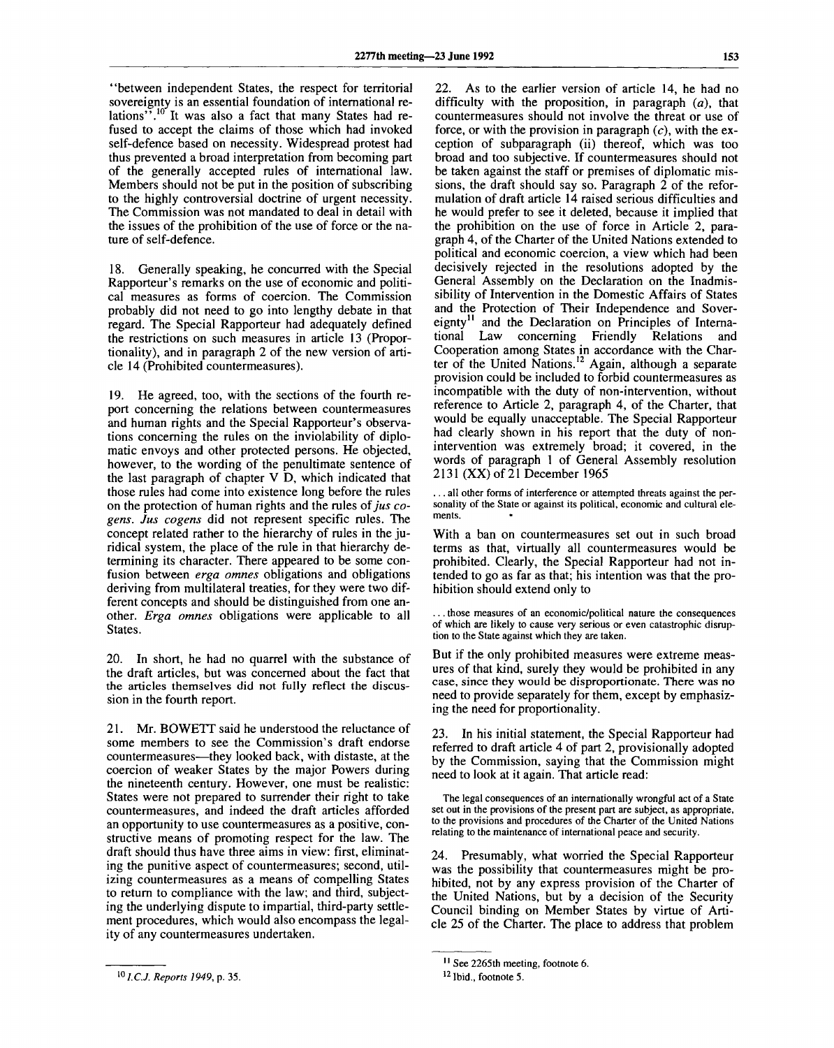"between independent States, the respect for territorial sovereignty is an essential foundation of international relations".[10] It was also a fact that many States had refused to accept the claims of those which had invoked self-defence based on necessity. Widespread protest had thus prevented a broad interpretation from becoming part of the generally accepted rules of international law. Members should not be put in the position of subscribing to the highly controversial doctrine of urgent necessity. The Commission was not mandated to deal in detail with the issues of the prohibition of the use of force or the nature of self-defence.

18. Generally speaking, he concurred with the Special Rapporteur's remarks on the use of economic and political measures as forms of coercion. The Commission probably did not need to go into lengthy debate in that regard. The Special Rapporteur had adequately defined the restrictions on such measures in article 13 (Proportionality), and in paragraph 2 of the new version of article 14 (Prohibited countermeasures).

19. He agreed, too, with the sections of the fourth report concerning the relations between countermeasures and human rights and the Special Rapporteur's observations concerning the rules on the inviolability of diplomatic envoys and other protected persons. He objected, however, to the wording of the penultimate sentence of the last paragraph of chapter V D, which indicated that those rules had come into existence long before the rules on the protection of human rights and the rules of *jus cogens*. *Jus cogens* did not represent specific rules. The concept related rather to the hierarchy of rules in the juridical system, the place of the rule in that hierarchy determining its character. There appeared to be some confusion between *erga omnes* obligations and obligations deriving from multilateral treaties, for they were two different concepts and should be distinguished from one another. *Erga omnes* obligations were applicable to all States.

20. In short, he had no quarrel with the substance of the draft articles, but was concerned about the fact that the articles themselves did not fully reflect the discussion in the fourth report.

21. Mr. BOWETT said he understood the reluctance of some members to see the Commission's draft endorse countermeasures—they looked back, with distaste, at the coercion of weaker States by the major Powers during the nineteenth century. However, one must be realistic: States were not prepared to surrender their right to take countermeasures, and indeed the draft articles afforded an opportunity to use countermeasures as a positive, constructive means of promoting respect for the law. The draft should thus have three aims in view: first, eliminating the punitive aspect of countermeasures; second, utilizing countermeasures as a means of compelling States to return to compliance with the law; and third, subjecting the underlying dispute to impartial, third-party settlement procedures, which would also encompass the legality of any countermeasures undertaken.

22. As to the earlier version of article 14, he had no difficulty with the proposition, in paragraph (*a*), that countermeasures should not involve the threat or use of force, or with the provision in paragraph (*c*), with the exception of subparagraph (ii) thereof, which was too broad and too subjective. If countermeasures should not be taken against the staff or premises of diplomatic missions, the draft should say so. Paragraph 2 of the reformulation of draft article 14 raised serious difficulties and he would prefer to see it deleted, because it implied that the prohibition on the use of force in Article 2, paragraph 4, of the Charter of the United Nations extended to political and economic coercion, a view which had been decisively rejected in the resolutions adopted by the General Assembly on the Declaration on the Inadmissibility of Intervention in the Domestic Affairs of States and the Protection of Their Independence and Sovereignty[11] and the Declaration on Principles of International Law concerning Friendly Relations and Cooperation among States in accordance with the Charter of the United Nations.[12] Again, although a separate provision could be included to forbid countermeasures as incompatible with the duty of non-intervention, without reference to Article 2, paragraph 4, of the Charter, that would be equally unacceptable. The Special Rapporteur had clearly shown in his report that the duty of non-intervention was extremely broad; it covered, in the words of paragraph 1 of General Assembly resolution 2131 (XX) of 21 December 1965

> ... all other forms of interference or attempted threats against the personality of the State or against its political, economic and cultural elements.

With a ban on countermeasures set out in such broad terms as that, virtually all countermeasures would be prohibited. Clearly, the Special Rapporteur had not intended to go as far as that; his intention was that the prohibition should extend only to

> ... those measures of an economic/political nature the consequences of which are likely to cause very serious or even catastrophic disruption to the State against which they are taken.

But if the only prohibited measures were extreme measures of that kind, surely they would be prohibited in any case, since they would be disproportionate. There was no need to provide separately for them, except by emphasizing the need for proportionality.

23. In his initial statement, the Special Rapporteur had referred to draft article 4 of part 2, provisionally adopted by the Commission, saying that the Commission might need to look at it again. That article read:

> The legal consequences of an internationally wrongful act of a State set out in the provisions of the present part are subject, as appropriate, to the provisions and procedures of the Charter of the United Nations relating to the maintenance of international peace and security.

24. Presumably, what worried the Special Rapporteur was the possibility that countermeasures might be prohibited, not by any express provision of the Charter of the United Nations, but by a decision of the Security Council binding on Member States by virtue of Article 25 of the Charter. The place to address that problem

---

[10] *I.C.J. Reports 1949*, p. 35.

[11] See 2265th meeting, footnote 6.

[12] Ibid., footnote 5.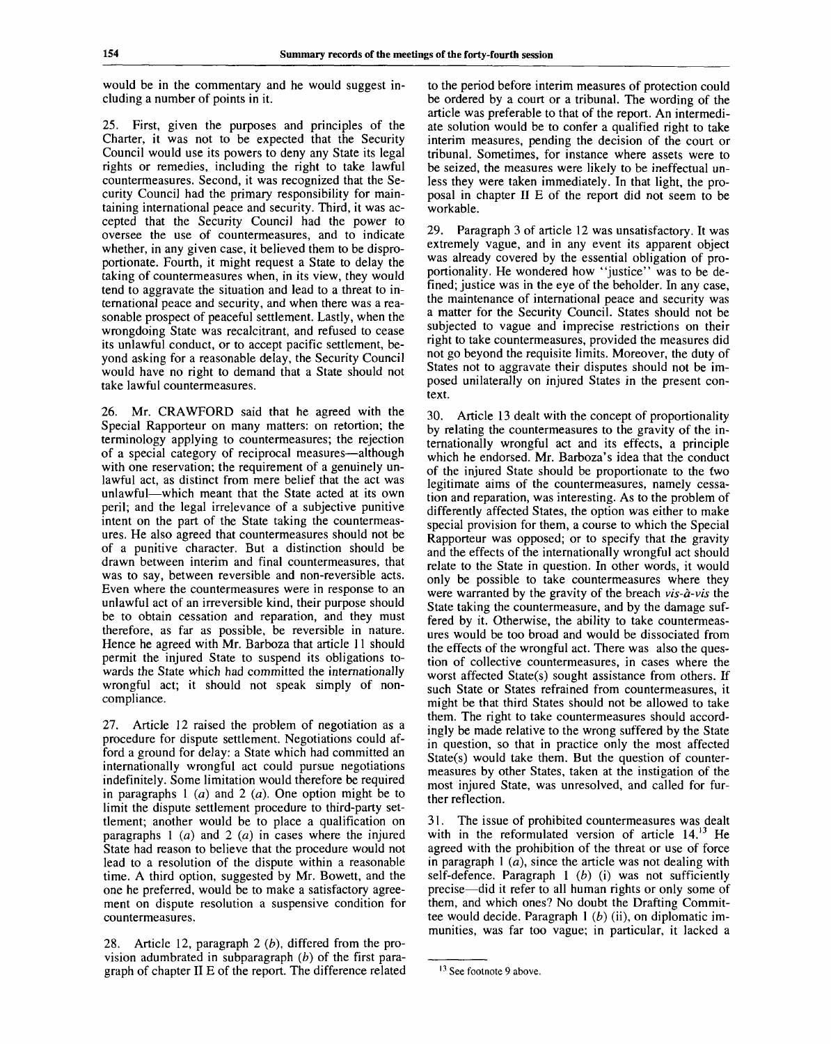would be in the commentary and he would suggest including a number of points in it.

25. First, given the purposes and principles of the Charter, it was not to be expected that the Security Council would use its powers to deny any State its legal rights or remedies, including the right to take lawful countermeasures. Second, it was recognized that the Security Council had the primary responsibility for maintaining international peace and security. Third, it was accepted that the Security Council had the power to oversee the use of countermeasures, and to indicate whether, in any given case, it believed them to be disproportionate. Fourth, it might request a State to delay the taking of countermeasures when, in its view, they would tend to aggravate the situation and lead to a threat to international peace and security, and when there was a reasonable prospect of peaceful settlement. Lastly, when the wrongdoing State was recalcitrant, and refused to cease its unlawful conduct, or to accept pacific settlement, beyond asking for a reasonable delay, the Security Council would have no right to demand that a State should not take lawful countermeasures.

26. Mr. CRAWFORD said that he agreed with the Special Rapporteur on many matters: on retortion; the terminology applying to countermeasures; the rejection of a special category of reciprocal measures—although with one reservation; the requirement of a genuinely unlawful act, as distinct from mere belief that the act was unlawful—which meant that the State acted at its own peril; and the legal irrelevance of a subjective punitive intent on the part of the State taking the countermeasures. He also agreed that countermeasures should not be of a punitive character. But a distinction should be drawn between interim and final countermeasures, that was to say, between reversible and non-reversible acts. Even where the countermeasures were in response to an unlawful act of an irreversible kind, their purpose should be to obtain cessation and reparation, and they must therefore, as far as possible, be reversible in nature. Hence he agreed with Mr. Barboza that article 11 should permit the injured State to suspend its obligations towards the State which had committed the internationally wrongful act; it should not speak simply of non-compliance.

27. Article 12 raised the problem of negotiation as a procedure for dispute settlement. Negotiations could afford a ground for delay: a State which had committed an internationally wrongful act could pursue negotiations indefinitely. Some limitation would therefore be required in paragraphs 1 (*a*) and 2 (*a*). One option might be to limit the dispute settlement procedure to third-party settlement; another would be to place a qualification on paragraphs 1 (*a*) and 2 (*a*) in cases where the injured State had reason to believe that the procedure would not lead to a resolution of the dispute within a reasonable time. A third option, suggested by Mr. Bowett, and the one he preferred, would be to make a satisfactory agreement on dispute resolution a suspensive condition for countermeasures.

28. Article 12, paragraph 2 (*b*), differed from the provision adumbrated in subparagraph (*b*) of the first paragraph of chapter II E of the report. The difference related to the period before interim measures of protection could be ordered by a court or a tribunal. The wording of the article was preferable to that of the report. An intermediate solution would be to confer a qualified right to take interim measures, pending the decision of the court or tribunal. Sometimes, for instance where assets were to be seized, the measures were likely to be ineffectual unless they were taken immediately. In that light, the proposal in chapter II E of the report did not seem to be workable.

29. Paragraph 3 of article 12 was unsatisfactory. It was extremely vague, and in any event its apparent object was already covered by the essential obligation of proportionality. He wondered how "justice" was to be defined; justice was in the eye of the beholder. In any case, the maintenance of international peace and security was a matter for the Security Council. States should not be subjected to vague and imprecise restrictions on their right to take countermeasures, provided the measures did not go beyond the requisite limits. Moreover, the duty of States not to aggravate their disputes should not be imposed unilaterally on injured States in the present context.

30. Article 13 dealt with the concept of proportionality by relating the countermeasures to the gravity of the internationally wrongful act and its effects, a principle which he endorsed. Mr. Barboza's idea that the conduct of the injured State should be proportionate to the two legitimate aims of the countermeasures, namely cessation and reparation, was interesting. As to the problem of differently affected States, the option was either to make special provision for them, a course to which the Special Rapporteur was opposed; or to specify that the gravity and the effects of the internationally wrongful act should relate to the State in question. In other words, it would only be possible to take countermeasures where they were warranted by the gravity of the breach *vis-à-vis* the State taking the countermeasure, and by the damage suffered by it. Otherwise, the ability to take countermeasures would be too broad and would be dissociated from the effects of the wrongful act. There was also the question of collective countermeasures, in cases where the worst affected State(s) sought assistance from others. If such State or States refrained from countermeasures, it might be that third States should not be allowed to take them. The right to take countermeasures should accordingly be made relative to the wrong suffered by the State in question, so that in practice only the most affected State(s) would take them. But the question of countermeasures by other States, taken at the instigation of the most injured State, was unresolved, and called for further reflection.

31. The issue of prohibited countermeasures was dealt with in the reformulated version of article 14.[13] He agreed with the prohibition of the threat or use of force in paragraph 1 (*a*), since the article was not dealing with self-defence. Paragraph 1 (*b*) (i) was not sufficiently precise—did it refer to all human rights or only some of them, and which ones? No doubt the Drafting Committee would decide. Paragraph 1 (*b*) (ii), on diplomatic immunities, was far too vague; in particular, it lacked a

[13] See footnote 9 above.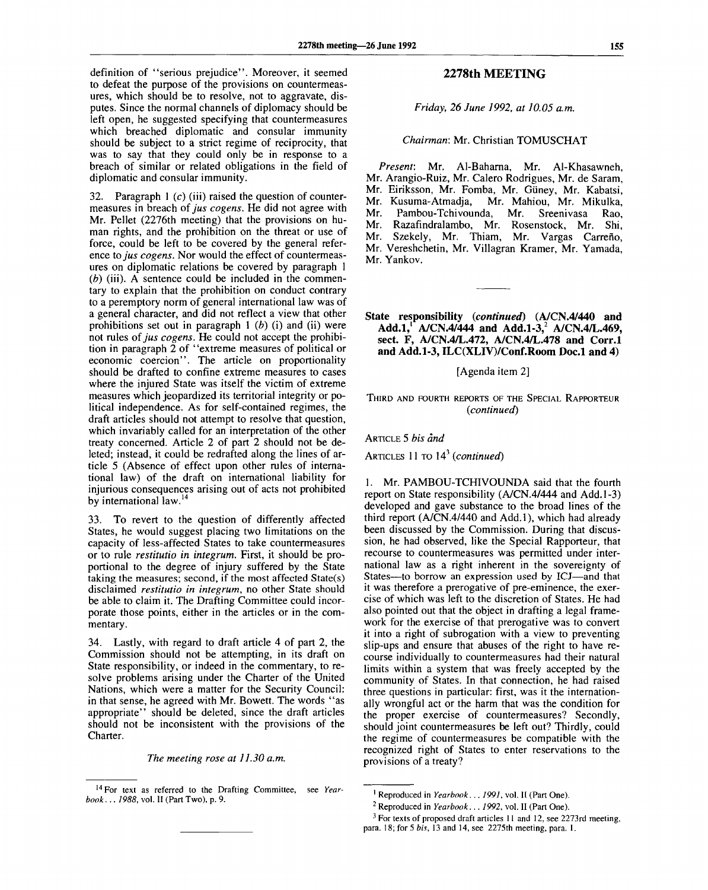definition of "serious prejudice". Moreover, it seemed to defeat the purpose of the provisions on countermeasures, which should be to resolve, not to aggravate, disputes. Since the normal channels of diplomacy should be left open, he suggested specifying that countermeasures which breached diplomatic and consular immunity should be subject to a strict regime of reciprocity, that was to say that they could only be in response to a breach of similar or related obligations in the field of diplomatic and consular immunity.

32. Paragraph 1 (*c*) (iii) raised the question of countermeasures in breach of *jus cogens*. He did not agree with Mr. Pellet (2276th meeting) that the provisions on human rights, and the prohibition on the threat or use of force, could be left to be covered by the general reference to *jus cogens*. Nor would the effect of countermeasures on diplomatic relations be covered by paragraph 1 (*b*) (iii). A sentence could be included in the commentary to explain that the prohibition on conduct contrary to a peremptory norm of general international law was of a general character, and did not reflect a view that other prohibitions set out in paragraph 1 (*b*) (i) and (ii) were not rules of *jus cogens*. He could not accept the prohibition in paragraph 2 of "extreme measures of political or economic coercion". The article on proportionality should be drafted to confine extreme measures to cases where the injured State was itself the victim of extreme measures which jeopardized its territorial integrity or political independence. As for self-contained regimes, the draft articles should not attempt to resolve that question, which invariably called for an interpretation of the other treaty concerned. Article 2 of part 2 should not be deleted; instead, it could be redrafted along the lines of article 5 (Absence of effect upon other rules of international law) of the draft on international liability for injurious consequences arising out of acts not prohibited by international law.[14]

33. To revert to the question of differently affected States, he would suggest placing two limitations on the capacity of less-affected States to take countermeasures or to rule *restitutio in integrum*. First, it should be proportional to the degree of injury suffered by the State taking the measures; second, if the most affected State(s) disclaimed *restitutio in integrum*, no other State should be able to claim it. The Drafting Committee could incorporate those points, either in the articles or in the commentary.

34. Lastly, with regard to draft article 4 of part 2, the Commission should not be attempting, in its draft on State responsibility, or indeed in the commentary, to resolve problems arising under the Charter of the United Nations, which were a matter for the Security Council: in that sense, he agreed with Mr. Bowett. The words "as appropriate" should be deleted, since the draft articles should not be inconsistent with the provisions of the Charter.

*The meeting rose at 11.30 a.m.*

[14] For text as referred to the Drafting Committee, see *Yearbook... 1988*, vol. II (Part Two), p. 9.

## 2278th MEETING

*Friday, 26 June 1992, at 10.05 a.m.*

*Chairman*: Mr. Christian TOMUSCHAT

*Present*: Mr. Al-Baharna, Mr. Al-Khasawneh, Mr. Arangio-Ruiz, Mr. Calero Rodrigues, Mr. de Saram, Mr. Eiriksson, Mr. Fomba, Mr. Güney, Mr. Kabatsi, Mr. Kusuma-Atmadja, Mr. Mahiou, Mr. Mikulka, Mr. Pambou-Tchivounda, Mr. Sreenivasa Rao, Mr. Razafindralambo, Mr. Rosenstock, Mr. Shi, Mr. Szekely, Mr. Thiam, Mr. Vargas Carreño, Mr. Vereshchetin, Mr. Villagran Kramer, Mr. Yamada, Mr. Yankov.

### State responsibility (*continued*) (A/CN.4/440 and Add.1,[1] A/CN.4/444 and Add.1-3,[2] A/CN.4/L.469, sect. F, A/CN.4/L.472, A/CN.4/L.478 and Corr.1 and Add.1-3, ILC(XLIV)/Conf.Room Doc.1 and 4)

[Agenda item 2]

THIRD AND FOURTH REPORTS OF THE SPECIAL RAPPORTEUR (*continued*)

ARTICLE 5 *bis and*

ARTICLES 11 TO 14[3] (*continued*)

1. Mr. PAMBOU-TCHIVOUNDA said that the fourth report on State responsibility (A/CN.4/444 and Add.1-3) developed and gave substance to the broad lines of the third report (A/CN.4/440 and Add.1), which had already been discussed by the Commission. During that discussion, he had observed, like the Special Rapporteur, that recourse to countermeasures was permitted under international law as a right inherent in the sovereignty of States—to borrow an expression used by ICJ—and that it was therefore a prerogative of pre-eminence, the exercise of which was left to the discretion of States. He had also pointed out that the object in drafting a legal framework for the exercise of that prerogative was to convert it into a right of subrogation with a view to preventing slip-ups and ensure that abuses of the right to have recourse individually to countermeasures had their natural limits within a system that was freely accepted by the community of States. In that connection, he had raised three questions in particular: first, was it the internationally wrongful act or the harm that was the condition for the proper exercise of countermeasures? Secondly, should joint countermeasures be left out? Thirdly, could the regime of countermeasures be compatible with the recognized right of States to enter reservations to the provisions of a treaty?

[1] Reproduced in *Yearbook... 1991*, vol. II (Part One).

[2] Reproduced in *Yearbook... 1992*, vol. II (Part One).

[3] For texts of proposed draft articles 11 and 12, see 2273rd meeting, para. 18; for 5 *bis*, 13 and 14, see 2275th meeting, para. 1.